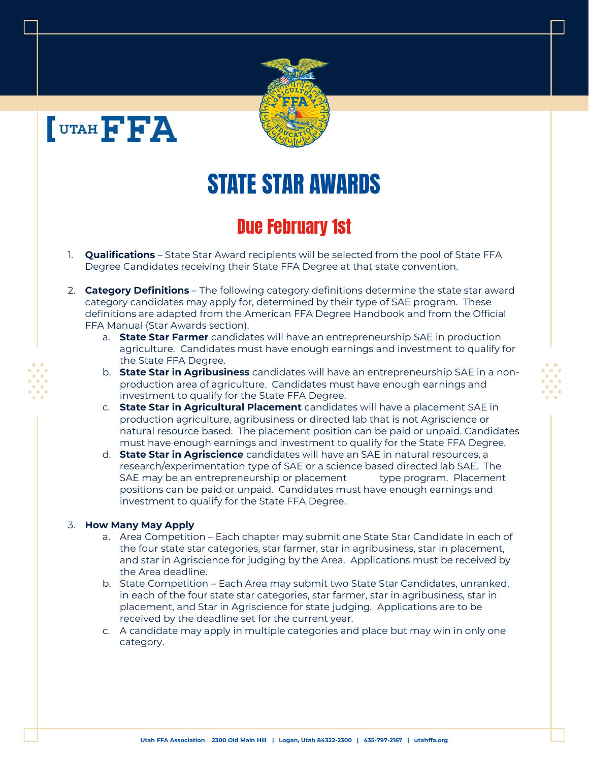# STATE STAR AWARDS

## Due February 1st

1. **Qualifications** – State Star Award recipients will be selected from the pool of State FFA Degree Candidates receiving their State FFA Degree at that state convention.

2. **Category Definitions** – The following category definitions determine the state star award category candidates may apply for, determined by their type of SAE program. These definitions are adapted from the American FFA Degree Handbook and from the Official FFA Manual (Star Awards section).
   a. **State Star Farmer** candidates will have an entrepreneurship SAE in production agriculture. Candidates must have enough earnings and investment to qualify for the State FFA Degree.
   b. **State Star in Agribusiness** candidates will have an entrepreneurship SAE in a non-production area of agriculture. Candidates must have enough earnings and investment to qualify for the State FFA Degree.
   c. **State Star in Agricultural Placement** candidates will have a placement SAE in production agriculture, agribusiness or directed lab that is not Agriscience or natural resource based. The placement position can be paid or unpaid. Candidates must have enough earnings and investment to qualify for the State FFA Degree.
   d. **State Star in Agriscience** candidates will have an SAE in natural resources, a research/experimentation type of SAE or a science based directed lab SAE. The SAE may be an entrepreneurship or placement type program. Placement positions can be paid or unpaid. Candidates must have enough earnings and investment to qualify for the State FFA Degree.

3. **How Many May Apply**
   a. Area Competition – Each chapter may submit one State Star Candidate in each of the four state star categories, star farmer, star in agribusiness, star in placement, and star in Agriscience for judging by the Area. Applications must be received by the Area deadline.
   b. State Competition – Each Area may submit two State Star Candidates, unranked, in each of the four state star categories, star farmer, star in agribusiness, star in placement, and Star in Agriscience for state judging. Applications are to be received by the deadline set for the current year.
   c. A candidate may apply in multiple categories and place but may win in only one category.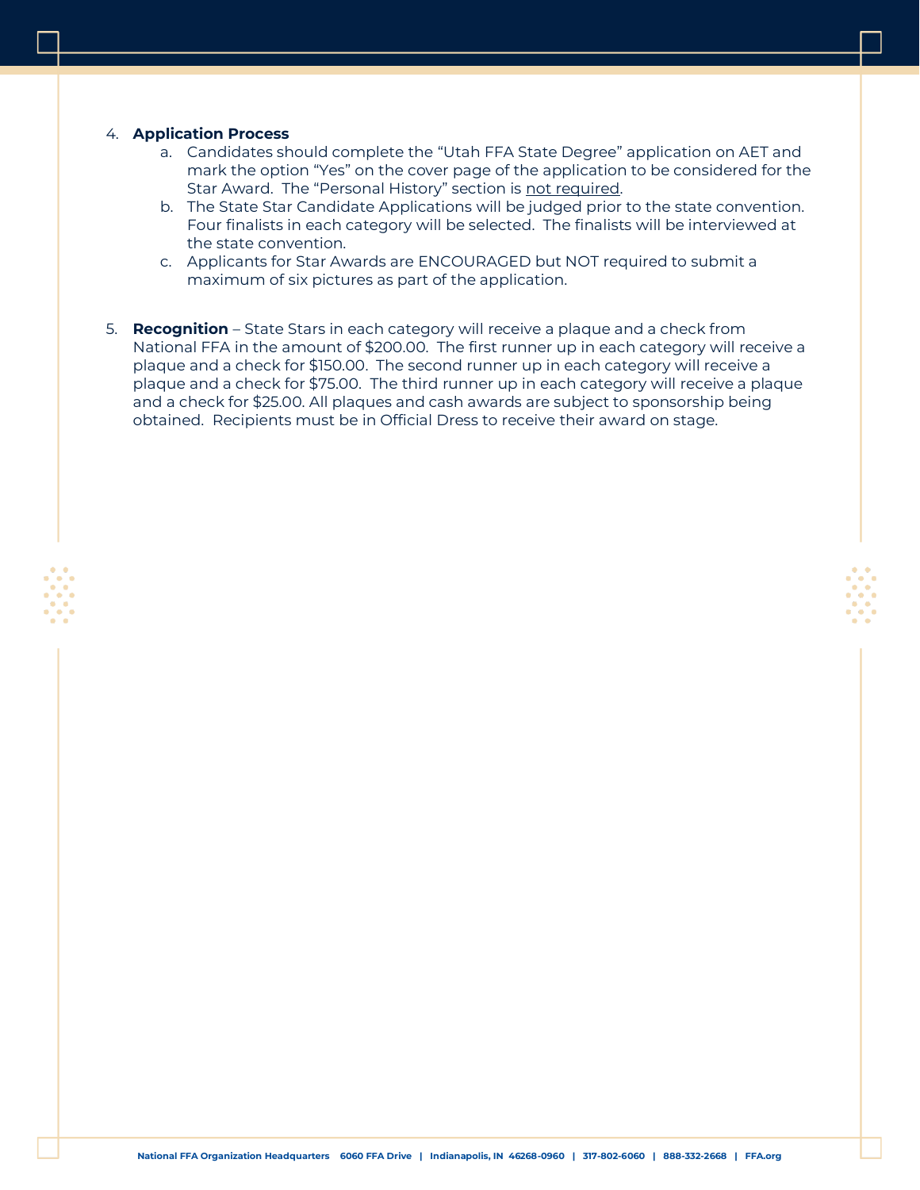4. **Application Process**
   a. Candidates should complete the "Utah FFA State Degree" application on AET and mark the option "Yes" on the cover page of the application to be considered for the Star Award. The "Personal History" section is not required.
   b. The State Star Candidate Applications will be judged prior to the state convention. Four finalists in each category will be selected. The finalists will be interviewed at the state convention.
   c. Applicants for Star Awards are ENCOURAGED but NOT required to submit a maximum of six pictures as part of the application.

5. **Recognition** – State Stars in each category will receive a plaque and a check from National FFA in the amount of $200.00. The first runner up in each category will receive a plaque and a check for $150.00. The second runner up in each category will receive a plaque and a check for $75.00. The third runner up in each category will receive a plaque and a check for $25.00. All plaques and cash awards are subject to sponsorship being obtained. Recipients must be in Official Dress to receive their award on stage.